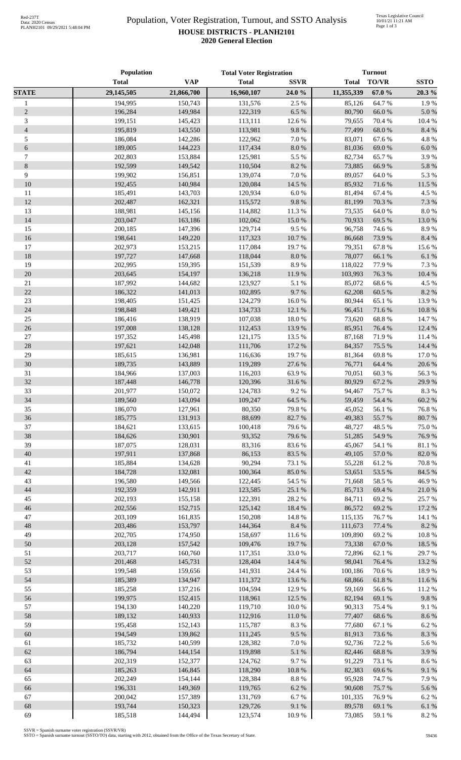# Population, Voter Registration, Turnout, and SSTO Analysis

## HOUSE DISTRICTS - PLANH2101

### 2020 General Election

| | Population | | Total Voter Registration | | Turnout | | |
|---|---|---|---|---|---|---|---|
| | Total | VAP | Total | SSVR | Total | TO/VR | SSTO |
| **STATE** | **29,145,505** | **21,866,700** | **16,960,107** | **24.0 %** | **11,355,339** | **67.0 %** | **20.3 %** |
| 1 | 194,995 | 150,743 | 131,576 | 2.5 % | 85,126 | 64.7 % | 1.9 % |
| 2 | 196,284 | 149,984 | 122,319 | 6.5 % | 80,790 | 66.0 % | 5.0 % |
| 3 | 199,151 | 145,423 | 113,111 | 12.6 % | 79,655 | 70.4 % | 10.4 % |
| 4 | 195,819 | 143,550 | 113,981 | 9.8 % | 77,499 | 68.0 % | 8.4 % |
| 5 | 186,084 | 142,286 | 122,962 | 7.0 % | 83,071 | 67.6 % | 4.8 % |
| 6 | 189,005 | 144,223 | 117,434 | 8.0 % | 81,036 | 69.0 % | 6.0 % |
| 7 | 202,803 | 153,884 | 125,981 | 5.5 % | 82,734 | 65.7 % | 3.9 % |
| 8 | 192,599 | 149,542 | 110,504 | 8.2 % | 73,885 | 66.9 % | 5.8 % |
| 9 | 199,902 | 156,851 | 139,074 | 7.0 % | 89,057 | 64.0 % | 5.3 % |
| 10 | 192,455 | 140,984 | 120,084 | 14.5 % | 85,932 | 71.6 % | 11.5 % |
| 11 | 185,491 | 143,703 | 120,934 | 6.0 % | 81,494 | 67.4 % | 4.5 % |
| 12 | 202,487 | 162,321 | 115,572 | 9.8 % | 81,199 | 70.3 % | 7.3 % |
| 13 | 188,981 | 145,156 | 114,882 | 11.3 % | 73,535 | 64.0 % | 8.0 % |
| 14 | 203,047 | 163,186 | 102,062 | 15.0 % | 70,933 | 69.5 % | 13.0 % |
| 15 | 200,185 | 147,396 | 129,714 | 9.5 % | 96,758 | 74.6 % | 8.9 % |
| 16 | 198,641 | 149,220 | 117,323 | 10.7 % | 86,668 | 73.9 % | 8.4 % |
| 17 | 202,973 | 153,215 | 117,084 | 19.7 % | 79,351 | 67.8 % | 15.6 % |
| 18 | 197,727 | 147,668 | 118,044 | 8.0 % | 78,077 | 66.1 % | 6.1 % |
| 19 | 202,995 | 159,395 | 151,539 | 8.9 % | 118,022 | 77.9 % | 7.3 % |
| 20 | 203,645 | 154,197 | 136,218 | 11.9 % | 103,993 | 76.3 % | 10.4 % |
| 21 | 187,992 | 144,682 | 123,927 | 5.1 % | 85,072 | 68.6 % | 4.5 % |
| 22 | 186,322 | 141,013 | 102,895 | 9.7 % | 62,208 | 60.5 % | 8.2 % |
| 23 | 198,405 | 151,425 | 124,279 | 16.0 % | 80,944 | 65.1 % | 13.9 % |
| 24 | 198,848 | 149,421 | 134,733 | 12.1 % | 96,451 | 71.6 % | 10.8 % |
| 25 | 186,416 | 138,919 | 107,038 | 18.0 % | 73,620 | 68.8 % | 14.7 % |
| 26 | 197,008 | 138,128 | 112,453 | 13.9 % | 85,951 | 76.4 % | 12.4 % |
| 27 | 197,352 | 145,498 | 121,175 | 13.5 % | 87,168 | 71.9 % | 11.4 % |
| 28 | 197,621 | 142,048 | 111,706 | 17.2 % | 84,357 | 75.5 % | 14.4 % |
| 29 | 185,615 | 136,981 | 116,636 | 19.7 % | 81,364 | 69.8 % | 17.0 % |
| 30 | 189,735 | 143,889 | 119,289 | 27.6 % | 76,771 | 64.4 % | 20.6 % |
| 31 | 184,966 | 137,003 | 116,203 | 63.9 % | 70,051 | 60.3 % | 56.3 % |
| 32 | 187,448 | 146,778 | 120,396 | 31.6 % | 80,929 | 67.2 % | 29.9 % |
| 33 | 201,977 | 150,072 | 124,783 | 9.2 % | 94,467 | 75.7 % | 8.3 % |
| 34 | 189,560 | 143,094 | 109,247 | 64.5 % | 59,459 | 54.4 % | 60.2 % |
| 35 | 186,070 | 127,961 | 80,350 | 79.8 % | 45,052 | 56.1 % | 76.8 % |
| 36 | 185,775 | 131,913 | 88,699 | 82.7 % | 49,383 | 55.7 % | 80.7 % |
| 37 | 184,621 | 133,615 | 100,418 | 79.6 % | 48,727 | 48.5 % | 75.0 % |
| 38 | 184,626 | 130,901 | 93,352 | 79.6 % | 51,285 | 54.9 % | 76.9 % |
| 39 | 187,075 | 128,031 | 83,316 | 83.6 % | 45,067 | 54.1 % | 81.1 % |
| 40 | 197,911 | 137,868 | 86,153 | 83.5 % | 49,105 | 57.0 % | 82.0 % |
| 41 | 185,884 | 134,628 | 90,294 | 73.1 % | 55,228 | 61.2 % | 70.8 % |
| 42 | 184,728 | 132,081 | 100,364 | 85.0 % | 53,651 | 53.5 % | 84.5 % |
| 43 | 196,580 | 149,566 | 122,445 | 54.5 % | 71,668 | 58.5 % | 46.9 % |
| 44 | 192,359 | 142,911 | 123,585 | 25.1 % | 85,713 | 69.4 % | 21.0 % |
| 45 | 202,193 | 155,158 | 122,391 | 28.2 % | 84,711 | 69.2 % | 25.7 % |
| 46 | 202,556 | 152,715 | 125,142 | 18.4 % | 86,572 | 69.2 % | 17.2 % |
| 47 | 203,109 | 161,835 | 150,208 | 14.8 % | 115,135 | 76.7 % | 14.1 % |
| 48 | 203,486 | 153,797 | 144,364 | 8.4 % | 111,673 | 77.4 % | 8.2 % |
| 49 | 202,705 | 174,950 | 158,697 | 11.6 % | 109,890 | 69.2 % | 10.8 % |
| 50 | 203,128 | 157,542 | 109,476 | 19.7 % | 73,338 | 67.0 % | 18.5 % |
| 51 | 203,717 | 160,760 | 117,351 | 33.0 % | 72,896 | 62.1 % | 29.7 % |
| 52 | 201,468 | 145,731 | 128,404 | 14.4 % | 98,041 | 76.4 % | 13.2 % |
| 53 | 199,548 | 159,656 | 141,931 | 24.4 % | 100,186 | 70.6 % | 18.9 % |
| 54 | 185,389 | 134,947 | 111,372 | 13.6 % | 68,866 | 61.8 % | 11.6 % |
| 55 | 185,258 | 137,216 | 104,594 | 12.9 % | 59,169 | 56.6 % | 11.2 % |
| 56 | 199,975 | 152,415 | 118,961 | 12.5 % | 82,194 | 69.1 % | 9.8 % |
| 57 | 194,130 | 140,220 | 119,710 | 10.0 % | 90,313 | 75.4 % | 9.1 % |
| 58 | 189,132 | 140,933 | 112,916 | 11.0 % | 77,407 | 68.6 % | 8.6 % |
| 59 | 195,458 | 152,143 | 115,787 | 8.3 % | 77,680 | 67.1 % | 6.2 % |
| 60 | 194,549 | 139,862 | 111,245 | 9.5 % | 81,913 | 73.6 % | 8.3 % |
| 61 | 185,732 | 140,599 | 128,382 | 7.0 % | 92,736 | 72.2 % | 5.6 % |
| 62 | 186,794 | 144,154 | 119,898 | 5.1 % | 82,446 | 68.8 % | 3.9 % |
| 63 | 202,319 | 152,377 | 124,762 | 9.7 % | 91,229 | 73.1 % | 8.6 % |
| 64 | 185,263 | 146,845 | 118,290 | 10.8 % | 82,383 | 69.6 % | 9.1 % |
| 65 | 202,249 | 154,144 | 128,384 | 8.8 % | 95,928 | 74.7 % | 7.9 % |
| 66 | 196,331 | 149,369 | 119,765 | 6.2 % | 90,608 | 75.7 % | 5.6 % |
| 67 | 200,042 | 157,389 | 131,769 | 6.7 % | 101,335 | 76.9 % | 6.2 % |
| 68 | 193,744 | 150,323 | 129,726 | 9.1 % | 89,578 | 69.1 % | 6.1 % |
| 69 | 185,518 | 144,494 | 123,574 | 10.9 % | 73,085 | 59.1 % | 8.2 % |

SSVR = Spanish surname voter registration (SSVR/VR)
SSTO = Spanish surname turnout (SSTO/TO) data, starting with 2012, obtained from the Office of the Texas Secretary of State.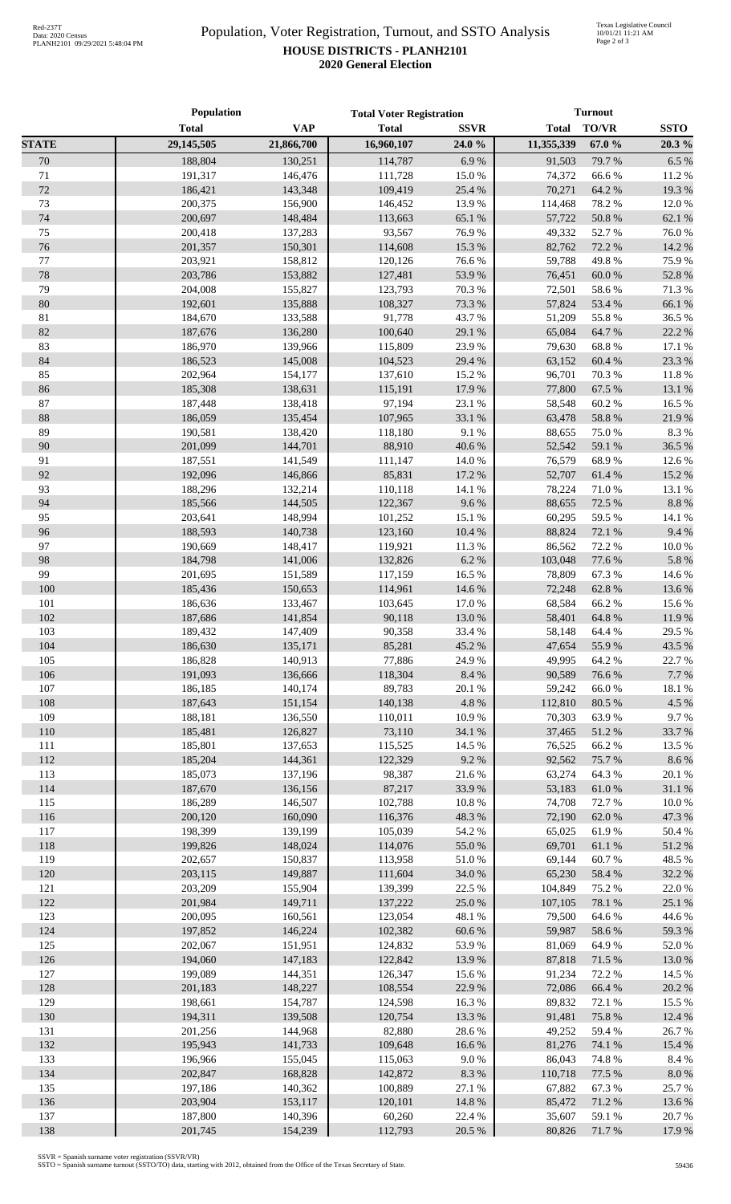# Population, Voter Registration, Turnout, and SSTO Analysis

## HOUSE DISTRICTS - PLANH2101

### 2020 General Election

| | Population | | Total Voter Registration | | Turnout | | |
|---|---|---|---|---|---|---|---|
| | Total | VAP | Total | SSVR | Total | TO/VR | SSTO |
| **STATE** | 29,145,505 | 21,866,700 | 16,960,107 | 24.0 % | 11,355,339 | 67.0 % | 20.3 % |
| 70 | 188,804 | 130,251 | 114,787 | 6.9 % | 91,503 | 79.7 % | 6.5 % |
| 71 | 191,317 | 146,476 | 111,728 | 15.0 % | 74,372 | 66.6 % | 11.2 % |
| 72 | 186,421 | 143,348 | 109,419 | 25.4 % | 70,271 | 64.2 % | 19.3 % |
| 73 | 200,375 | 156,900 | 146,452 | 13.9 % | 114,468 | 78.2 % | 12.0 % |
| 74 | 200,697 | 148,484 | 113,663 | 65.1 % | 57,722 | 50.8 % | 62.1 % |
| 75 | 200,418 | 137,283 | 93,567 | 76.9 % | 49,332 | 52.7 % | 76.0 % |
| 76 | 201,357 | 150,301 | 114,608 | 15.3 % | 82,762 | 72.2 % | 14.2 % |
| 77 | 203,921 | 158,812 | 120,126 | 76.6 % | 59,788 | 49.8 % | 75.9 % |
| 78 | 203,786 | 153,882 | 127,481 | 53.9 % | 76,451 | 60.0 % | 52.8 % |
| 79 | 204,008 | 155,827 | 123,793 | 70.3 % | 72,501 | 58.6 % | 71.3 % |
| 80 | 192,601 | 135,888 | 108,327 | 73.3 % | 57,824 | 53.4 % | 66.1 % |
| 81 | 184,670 | 133,588 | 91,778 | 43.7 % | 51,209 | 55.8 % | 36.5 % |
| 82 | 187,676 | 136,280 | 100,640 | 29.1 % | 65,084 | 64.7 % | 22.2 % |
| 83 | 186,970 | 139,966 | 115,809 | 23.9 % | 79,630 | 68.8 % | 17.1 % |
| 84 | 186,523 | 145,008 | 104,523 | 29.4 % | 63,152 | 60.4 % | 23.3 % |
| 85 | 202,964 | 154,177 | 137,610 | 15.2 % | 96,701 | 70.3 % | 11.8 % |
| 86 | 185,308 | 138,631 | 115,191 | 17.9 % | 77,800 | 67.5 % | 13.1 % |
| 87 | 187,448 | 138,418 | 97,194 | 23.1 % | 58,548 | 60.2 % | 16.5 % |
| 88 | 186,059 | 135,454 | 107,965 | 33.1 % | 63,478 | 58.8 % | 21.9 % |
| 89 | 190,581 | 138,420 | 118,180 | 9.1 % | 88,655 | 75.0 % | 8.3 % |
| 90 | 201,099 | 144,701 | 88,910 | 40.6 % | 52,542 | 59.1 % | 36.5 % |
| 91 | 187,551 | 141,549 | 111,147 | 14.0 % | 76,579 | 68.9 % | 12.6 % |
| 92 | 192,096 | 146,866 | 85,831 | 17.2 % | 52,707 | 61.4 % | 15.2 % |
| 93 | 188,296 | 132,214 | 110,118 | 14.1 % | 78,224 | 71.0 % | 13.1 % |
| 94 | 185,566 | 144,505 | 122,367 | 9.6 % | 88,655 | 72.5 % | 8.8 % |
| 95 | 203,641 | 148,994 | 101,252 | 15.1 % | 60,295 | 59.5 % | 14.1 % |
| 96 | 188,593 | 140,738 | 123,160 | 10.4 % | 88,824 | 72.1 % | 9.4 % |
| 97 | 190,669 | 148,417 | 119,921 | 11.3 % | 86,562 | 72.2 % | 10.0 % |
| 98 | 184,798 | 141,006 | 132,826 | 6.2 % | 103,048 | 77.6 % | 5.8 % |
| 99 | 201,695 | 151,589 | 117,159 | 16.5 % | 78,809 | 67.3 % | 14.6 % |
| 100 | 185,436 | 150,653 | 114,961 | 14.6 % | 72,248 | 62.8 % | 13.6 % |
| 101 | 186,636 | 133,467 | 103,645 | 17.0 % | 68,584 | 66.2 % | 15.6 % |
| 102 | 187,686 | 141,854 | 90,118 | 13.0 % | 58,401 | 64.8 % | 11.9 % |
| 103 | 189,432 | 147,409 | 90,358 | 33.4 % | 58,148 | 64.4 % | 29.5 % |
| 104 | 186,630 | 135,171 | 85,281 | 45.2 % | 47,654 | 55.9 % | 43.5 % |
| 105 | 186,828 | 140,913 | 77,886 | 24.9 % | 49,995 | 64.2 % | 22.7 % |
| 106 | 191,093 | 136,666 | 118,304 | 8.4 % | 90,589 | 76.6 % | 7.7 % |
| 107 | 186,185 | 140,174 | 89,783 | 20.1 % | 59,242 | 66.0 % | 18.1 % |
| 108 | 187,643 | 151,154 | 140,138 | 4.8 % | 112,810 | 80.5 % | 4.5 % |
| 109 | 188,181 | 136,550 | 110,011 | 10.9 % | 70,303 | 63.9 % | 9.7 % |
| 110 | 185,481 | 126,827 | 73,110 | 34.1 % | 37,465 | 51.2 % | 33.7 % |
| 111 | 185,801 | 137,653 | 115,525 | 14.5 % | 76,525 | 66.2 % | 13.5 % |
| 112 | 185,204 | 144,361 | 122,329 | 9.2 % | 92,562 | 75.7 % | 8.6 % |
| 113 | 185,073 | 137,196 | 98,387 | 21.6 % | 63,274 | 64.3 % | 20.1 % |
| 114 | 187,670 | 136,156 | 87,217 | 33.9 % | 53,183 | 61.0 % | 31.1 % |
| 115 | 186,289 | 146,507 | 102,788 | 10.8 % | 74,708 | 72.7 % | 10.0 % |
| 116 | 200,120 | 160,090 | 116,376 | 48.3 % | 72,190 | 62.0 % | 47.3 % |
| 117 | 198,399 | 139,199 | 105,039 | 54.2 % | 65,025 | 61.9 % | 50.4 % |
| 118 | 199,826 | 148,024 | 114,076 | 55.0 % | 69,701 | 61.1 % | 51.2 % |
| 119 | 202,657 | 150,837 | 113,958 | 51.0 % | 69,144 | 60.7 % | 48.5 % |
| 120 | 203,115 | 149,887 | 111,604 | 34.0 % | 65,230 | 58.4 % | 32.2 % |
| 121 | 203,209 | 155,904 | 139,399 | 22.5 % | 104,849 | 75.2 % | 22.0 % |
| 122 | 201,984 | 149,711 | 137,222 | 25.0 % | 107,105 | 78.1 % | 25.1 % |
| 123 | 200,095 | 160,561 | 123,054 | 48.1 % | 79,500 | 64.6 % | 44.6 % |
| 124 | 197,852 | 146,224 | 102,382 | 60.6 % | 59,987 | 58.6 % | 59.3 % |
| 125 | 202,067 | 151,951 | 124,832 | 53.9 % | 81,069 | 64.9 % | 52.0 % |
| 126 | 194,060 | 147,183 | 122,842 | 13.9 % | 87,818 | 71.5 % | 13.0 % |
| 127 | 199,089 | 144,351 | 126,347 | 15.6 % | 91,234 | 72.2 % | 14.5 % |
| 128 | 201,183 | 148,227 | 108,554 | 22.9 % | 72,086 | 66.4 % | 20.2 % |
| 129 | 198,661 | 154,787 | 124,598 | 16.3 % | 89,832 | 72.1 % | 15.5 % |
| 130 | 194,311 | 139,508 | 120,754 | 13.3 % | 91,481 | 75.8 % | 12.4 % |
| 131 | 201,256 | 144,968 | 82,880 | 28.6 % | 49,252 | 59.4 % | 26.7 % |
| 132 | 195,943 | 141,733 | 109,648 | 16.6 % | 81,276 | 74.1 % | 15.4 % |
| 133 | 196,966 | 155,045 | 115,063 | 9.0 % | 86,043 | 74.8 % | 8.4 % |
| 134 | 202,847 | 168,828 | 142,872 | 8.3 % | 110,718 | 77.5 % | 8.0 % |
| 135 | 197,186 | 140,362 | 100,889 | 27.1 % | 67,882 | 67.3 % | 25.7 % |
| 136 | 203,904 | 153,117 | 120,101 | 14.8 % | 85,472 | 71.2 % | 13.6 % |
| 137 | 187,800 | 140,396 | 60,260 | 22.4 % | 35,607 | 59.1 % | 20.7 % |
| 138 | 201,745 | 154,239 | 112,793 | 20.5 % | 80,826 | 71.7 % | 17.9 % |

SSVR = Spanish surname voter registration (SSVR/VR)
SSTO = Spanish surname turnout (SSTO/TO) data, starting with 2012, obtained from the Office of the Texas Secretary of State.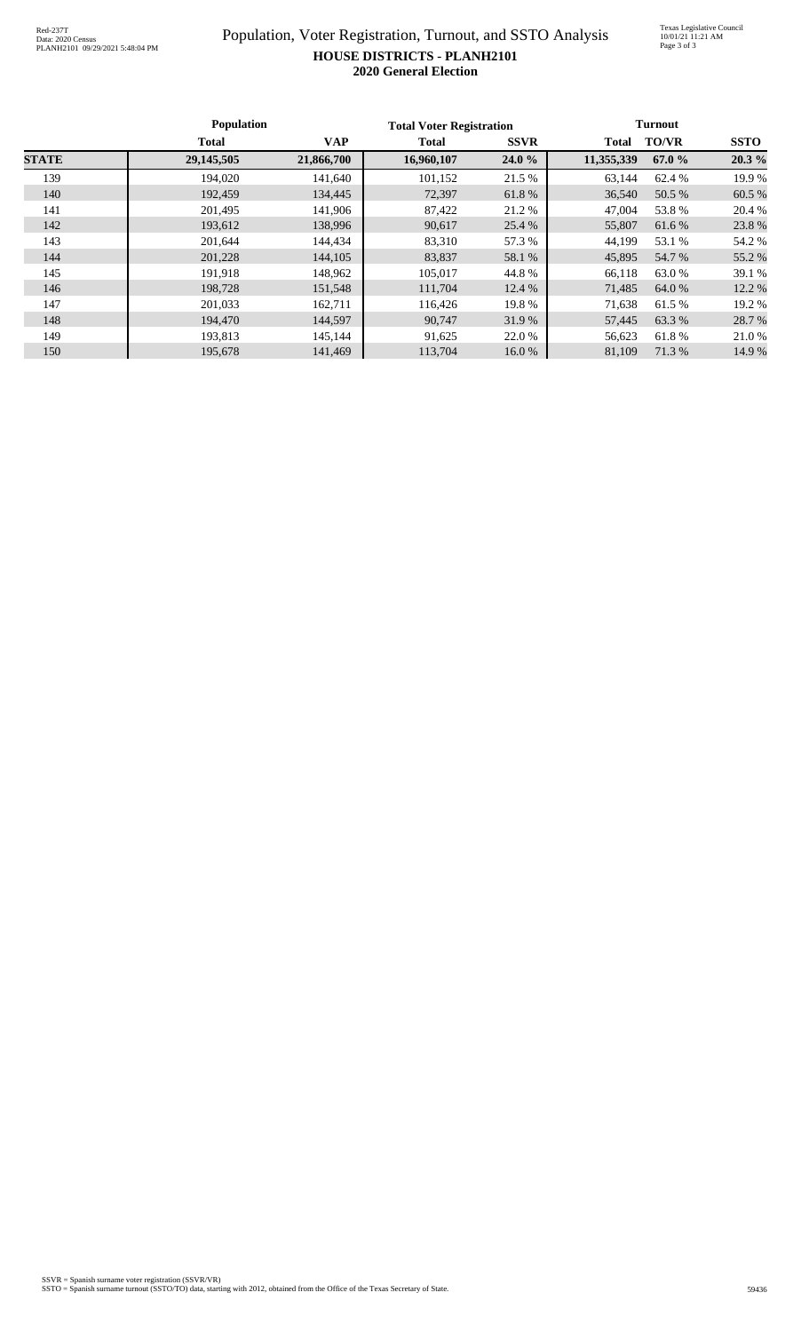# Population, Voter Registration, Turnout, and SSTO Analysis

## HOUSE DISTRICTS - PLANH2101

### 2020 General Election

| | Population | | Total Voter Registration | | Turnout | | |
|---|---|---|---|---|---|---|---|
| | **Total** | **VAP** | **Total** | **SSVR** | **Total** | **TO/VR** | **SSTO** |
| **STATE** | **29,145,505** | **21,866,700** | **16,960,107** | **24.0 %** | **11,355,339** | **67.0 %** | **20.3 %** |
| 139 | 194,020 | 141,640 | 101,152 | 21.5 % | 63,144 | 62.4 % | 19.9 % |
| 140 | 192,459 | 134,445 | 72,397 | 61.8 % | 36,540 | 50.5 % | 60.5 % |
| 141 | 201,495 | 141,906 | 87,422 | 21.2 % | 47,004 | 53.8 % | 20.4 % |
| 142 | 193,612 | 138,996 | 90,617 | 25.4 % | 55,807 | 61.6 % | 23.8 % |
| 143 | 201,644 | 144,434 | 83,310 | 57.3 % | 44,199 | 53.1 % | 54.2 % |
| 144 | 201,228 | 144,105 | 83,837 | 58.1 % | 45,895 | 54.7 % | 55.2 % |
| 145 | 191,918 | 148,962 | 105,017 | 44.8 % | 66,118 | 63.0 % | 39.1 % |
| 146 | 198,728 | 151,548 | 111,704 | 12.4 % | 71,485 | 64.0 % | 12.2 % |
| 147 | 201,033 | 162,711 | 116,426 | 19.8 % | 71,638 | 61.5 % | 19.2 % |
| 148 | 194,470 | 144,597 | 90,747 | 31.9 % | 57,445 | 63.3 % | 28.7 % |
| 149 | 193,813 | 145,144 | 91,625 | 22.0 % | 56,623 | 61.8 % | 21.0 % |
| 150 | 195,678 | 141,469 | 113,704 | 16.0 % | 81,109 | 71.3 % | 14.9 % |

SSVR = Spanish surname voter registration (SSVR/VR)
SSTO = Spanish surname turnout (SSTO/TO) data, starting with 2012, obtained from the Office of the Texas Secretary of State.